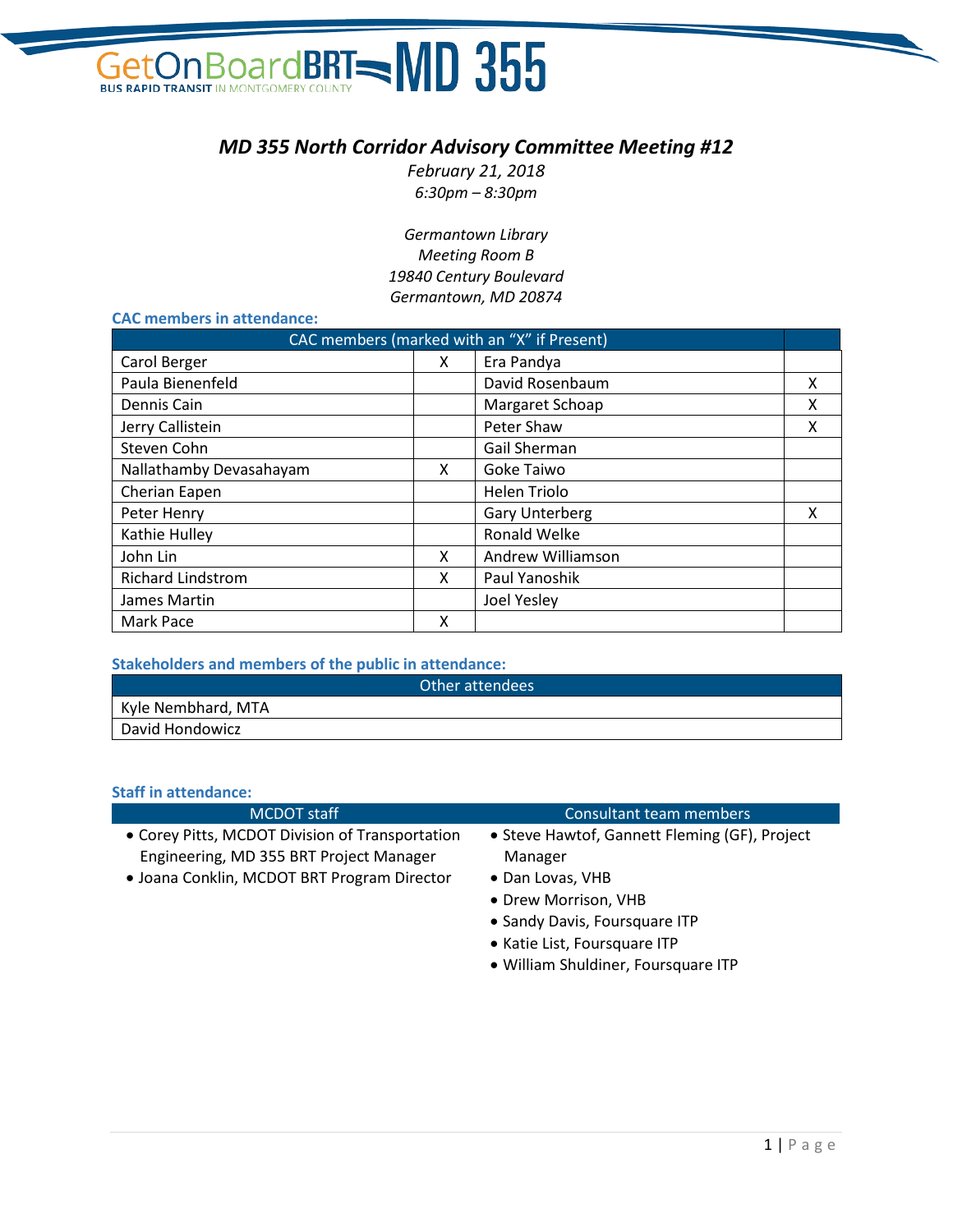GetOnBoardBRT MD 355

BUS RAPID TRANSIT IN MONTGOMERY COUNTY

# *MD 355 North Corridor Advisory Committee Meeting #12*

*February 21, 2018*
*6:30pm – 8:30pm*

*Germantown Library*
*Meeting Room B*
*19840 Century Boulevard*
*Germantown, MD 20874*

### CAC members in attendance:

| CAC members (marked with an "X" if Present) | | | |
|---|---|---|---|
| Carol Berger | X | Era Pandya | |
| Paula Bienenfeld | | David Rosenbaum | X |
| Dennis Cain | | Margaret Schoap | X |
| Jerry Callistein | | Peter Shaw | X |
| Steven Cohn | | Gail Sherman | |
| Nallathamby Devasahayam | X | Goke Taiwo | |
| Cherian Eapen | | Helen Triolo | |
| Peter Henry | | Gary Unterberg | X |
| Kathie Hulley | | Ronald Welke | |
| John Lin | X | Andrew Williamson | |
| Richard Lindstrom | X | Paul Yanoshik | |
| James Martin | | Joel Yesley | |
| Mark Pace | X | | |

### Stakeholders and members of the public in attendance:

| Other attendees |
|---|
| Kyle Nembhard, MTA |
| David Hondowicz |

### Staff in attendance:

| MCDOT staff | Consultant team members |
|---|---|
| • Corey Pitts, MCDOT Division of Transportation Engineering, MD 355 BRT Project Manager<br>• Joana Conklin, MCDOT BRT Program Director | • Steve Hawtof, Gannett Fleming (GF), Project Manager<br>• Dan Lovas, VHB<br>• Drew Morrison, VHB<br>• Sandy Davis, Foursquare ITP<br>• Katie List, Foursquare ITP<br>• William Shuldiner, Foursquare ITP |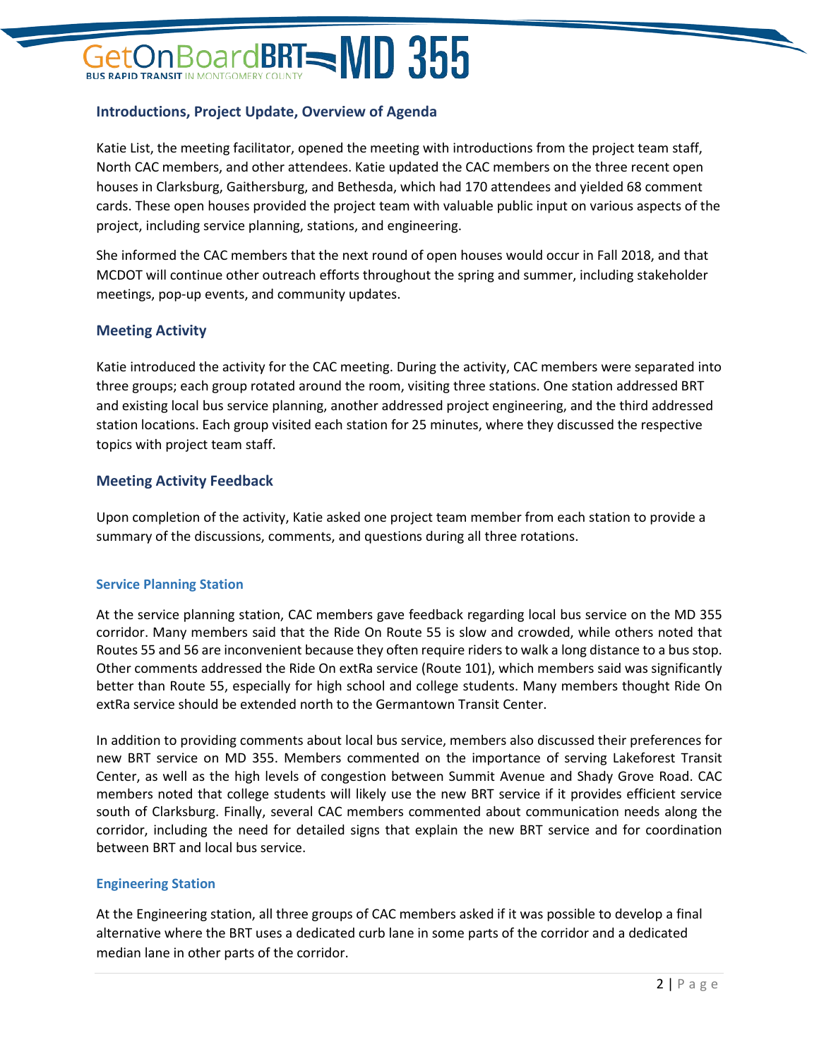## Introductions, Project Update, Overview of Agenda

Katie List, the meeting facilitator, opened the meeting with introductions from the project team staff, North CAC members, and other attendees. Katie updated the CAC members on the three recent open houses in Clarksburg, Gaithersburg, and Bethesda, which had 170 attendees and yielded 68 comment cards. These open houses provided the project team with valuable public input on various aspects of the project, including service planning, stations, and engineering.

She informed the CAC members that the next round of open houses would occur in Fall 2018, and that MCDOT will continue other outreach efforts throughout the spring and summer, including stakeholder meetings, pop-up events, and community updates.

## Meeting Activity

Katie introduced the activity for the CAC meeting. During the activity, CAC members were separated into three groups; each group rotated around the room, visiting three stations. One station addressed BRT and existing local bus service planning, another addressed project engineering, and the third addressed station locations. Each group visited each station for 25 minutes, where they discussed the respective topics with project team staff.

## Meeting Activity Feedback

Upon completion of the activity, Katie asked one project team member from each station to provide a summary of the discussions, comments, and questions during all three rotations.

### Service Planning Station

At the service planning station, CAC members gave feedback regarding local bus service on the MD 355 corridor. Many members said that the Ride On Route 55 is slow and crowded, while others noted that Routes 55 and 56 are inconvenient because they often require riders to walk a long distance to a bus stop. Other comments addressed the Ride On extRa service (Route 101), which members said was significantly better than Route 55, especially for high school and college students. Many members thought Ride On extRa service should be extended north to the Germantown Transit Center.

In addition to providing comments about local bus service, members also discussed their preferences for new BRT service on MD 355. Members commented on the importance of serving Lakeforest Transit Center, as well as the high levels of congestion between Summit Avenue and Shady Grove Road. CAC members noted that college students will likely use the new BRT service if it provides efficient service south of Clarksburg. Finally, several CAC members commented about communication needs along the corridor, including the need for detailed signs that explain the new BRT service and for coordination between BRT and local bus service.

### Engineering Station

At the Engineering station, all three groups of CAC members asked if it was possible to develop a final alternative where the BRT uses a dedicated curb lane in some parts of the corridor and a dedicated median lane in other parts of the corridor.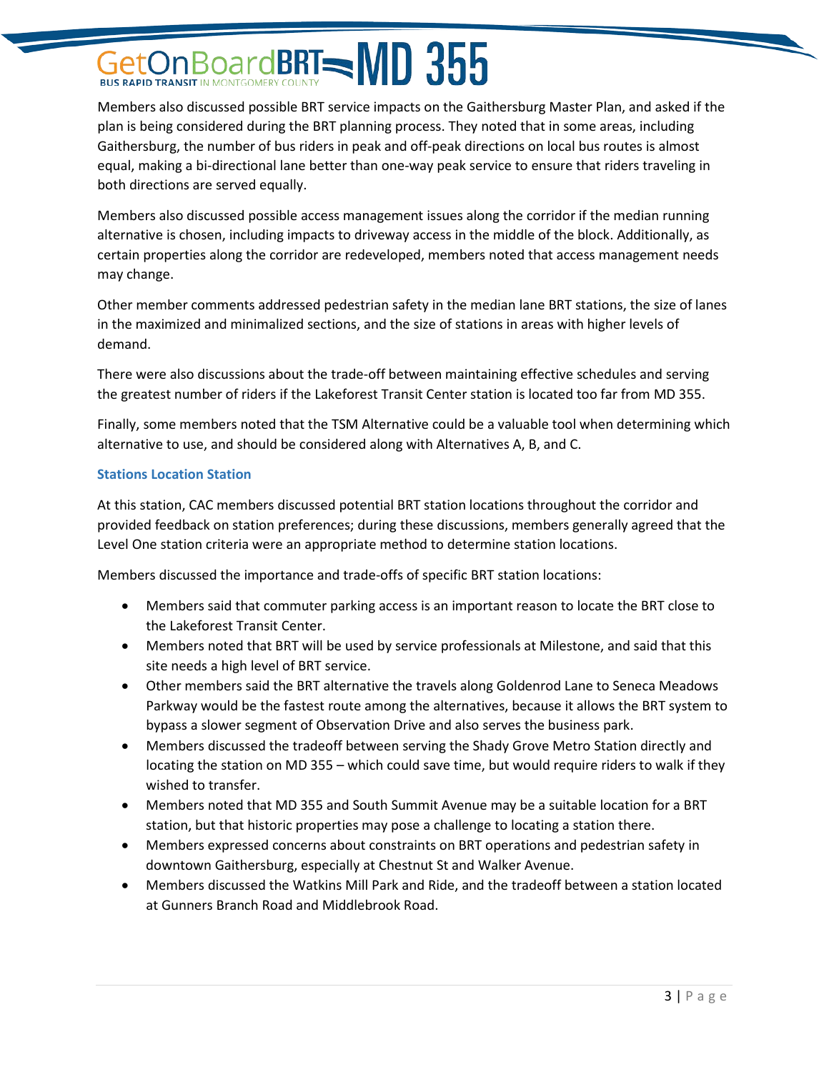Members also discussed possible BRT service impacts on the Gaithersburg Master Plan, and asked if the plan is being considered during the BRT planning process. They noted that in some areas, including Gaithersburg, the number of bus riders in peak and off-peak directions on local bus routes is almost equal, making a bi-directional lane better than one-way peak service to ensure that riders traveling in both directions are served equally.

Members also discussed possible access management issues along the corridor if the median running alternative is chosen, including impacts to driveway access in the middle of the block. Additionally, as certain properties along the corridor are redeveloped, members noted that access management needs may change.

Other member comments addressed pedestrian safety in the median lane BRT stations, the size of lanes in the maximized and minimalized sections, and the size of stations in areas with higher levels of demand.

There were also discussions about the trade-off between maintaining effective schedules and serving the greatest number of riders if the Lakeforest Transit Center station is located too far from MD 355.

Finally, some members noted that the TSM Alternative could be a valuable tool when determining which alternative to use, and should be considered along with Alternatives A, B, and C.

### Stations Location Station

At this station, CAC members discussed potential BRT station locations throughout the corridor and provided feedback on station preferences; during these discussions, members generally agreed that the Level One station criteria were an appropriate method to determine station locations.

Members discussed the importance and trade-offs of specific BRT station locations:

- Members said that commuter parking access is an important reason to locate the BRT close to the Lakeforest Transit Center.
- Members noted that BRT will be used by service professionals at Milestone, and said that this site needs a high level of BRT service.
- Other members said the BRT alternative the travels along Goldenrod Lane to Seneca Meadows Parkway would be the fastest route among the alternatives, because it allows the BRT system to bypass a slower segment of Observation Drive and also serves the business park.
- Members discussed the tradeoff between serving the Shady Grove Metro Station directly and locating the station on MD 355 – which could save time, but would require riders to walk if they wished to transfer.
- Members noted that MD 355 and South Summit Avenue may be a suitable location for a BRT station, but that historic properties may pose a challenge to locating a station there.
- Members expressed concerns about constraints on BRT operations and pedestrian safety in downtown Gaithersburg, especially at Chestnut St and Walker Avenue.
- Members discussed the Watkins Mill Park and Ride, and the tradeoff between a station located at Gunners Branch Road and Middlebrook Road.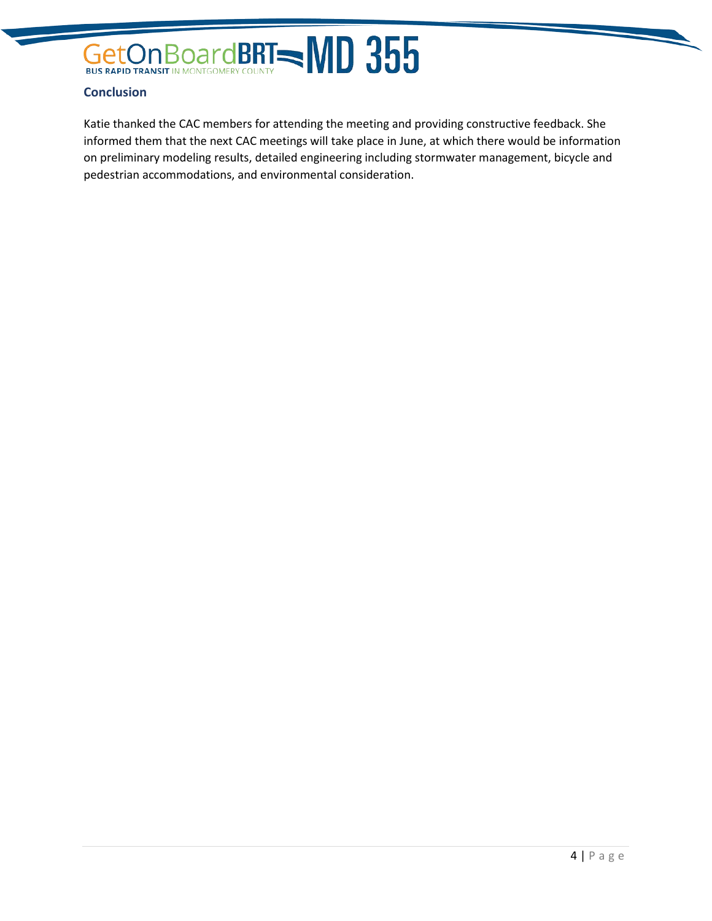## Conclusion

Katie thanked the CAC members for attending the meeting and providing constructive feedback. She informed them that the next CAC meetings will take place in June, at which there would be information on preliminary modeling results, detailed engineering including stormwater management, bicycle and pedestrian accommodations, and environmental consideration.